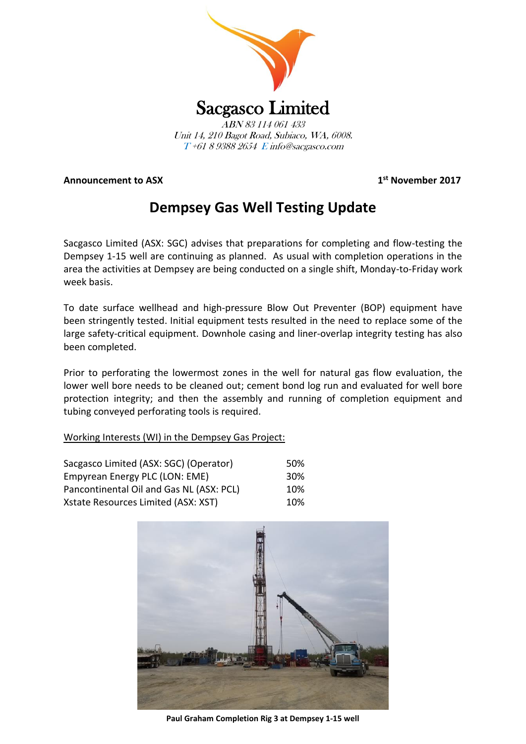# Sacgasco Limited

*ABN 83 114 061 433*
*Unit 14, 210 Bagot Road, Subiaco, WA, 6008.*
*T +61 8 9388 2654 E info@sacgasco.com*

**Announcement to ASX** **1st November 2017**

## Dempsey Gas Well Testing Update

Sacgasco Limited (ASX: SGC) advises that preparations for completing and flow-testing the Dempsey 1-15 well are continuing as planned. As usual with completion operations in the area the activities at Dempsey are being conducted on a single shift, Monday-to-Friday work week basis.

To date surface wellhead and high-pressure Blow Out Preventer (BOP) equipment have been stringently tested. Initial equipment tests resulted in the need to replace some of the large safety-critical equipment. Downhole casing and liner-overlap integrity testing has also been completed.

Prior to perforating the lowermost zones in the well for natural gas flow evaluation, the lower well bore needs to be cleaned out; cement bond log run and evaluated for well bore protection integrity; and then the assembly and running of completion equipment and tubing conveyed perforating tools is required.

<u>Working Interests (WI) in the Dempsey Gas Project:</u>

| | |
|---|---|
| Sacgasco Limited (ASX: SGC) (Operator) | 50% |
| Empyrean Energy PLC (LON: EME) | 30% |
| Pancontinental Oil and Gas NL (ASX: PCL) | 10% |
| Xstate Resources Limited (ASX: XST) | 10% |

**Paul Graham Completion Rig 3 at Dempsey 1-15 well**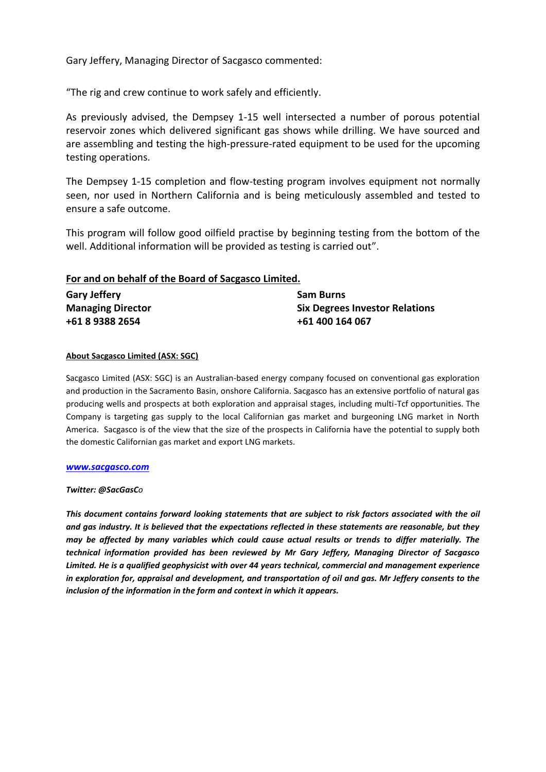Gary Jeffery, Managing Director of Sacgasco commented:

"The rig and crew continue to work safely and efficiently.

As previously advised, the Dempsey 1-15 well intersected a number of porous potential reservoir zones which delivered significant gas shows while drilling. We have sourced and are assembling and testing the high-pressure-rated equipment to be used for the upcoming testing operations.

The Dempsey 1-15 completion and flow-testing program involves equipment not normally seen, nor used in Northern California and is being meticulously assembled and tested to ensure a safe outcome.

This program will follow good oilfield practise by beginning testing from the bottom of the well. Additional information will be provided as testing is carried out".

**For and on behalf of the Board of Sacgasco Limited.**

| | |
|---|---|
| **Gary Jeffery** | **Sam Burns** |
| **Managing Director** | **Six Degrees Investor Relations** |
| **+61 8 9388 2654** | **+61 400 164 067** |

**About Sacgasco Limited (ASX: SGC)**

Sacgasco Limited (ASX: SGC) is an Australian-based energy company focused on conventional gas exploration and production in the Sacramento Basin, onshore California. Sacgasco has an extensive portfolio of natural gas producing wells and prospects at both exploration and appraisal stages, including multi-Tcf opportunities. The Company is targeting gas supply to the local Californian gas market and burgeoning LNG market in North America. Sacgasco is of the view that the size of the prospects in California have the potential to supply both the domestic Californian gas market and export LNG markets.

***www.sacgasco.com***

***Twitter: @SacGasCo***

***This document contains forward looking statements that are subject to risk factors associated with the oil and gas industry. It is believed that the expectations reflected in these statements are reasonable, but they may be affected by many variables which could cause actual results or trends to differ materially. The technical information provided has been reviewed by Mr Gary Jeffery, Managing Director of Sacgasco Limited. He is a qualified geophysicist with over 44 years technical, commercial and management experience in exploration for, appraisal and development, and transportation of oil and gas. Mr Jeffery consents to the inclusion of the information in the form and context in which it appears.***